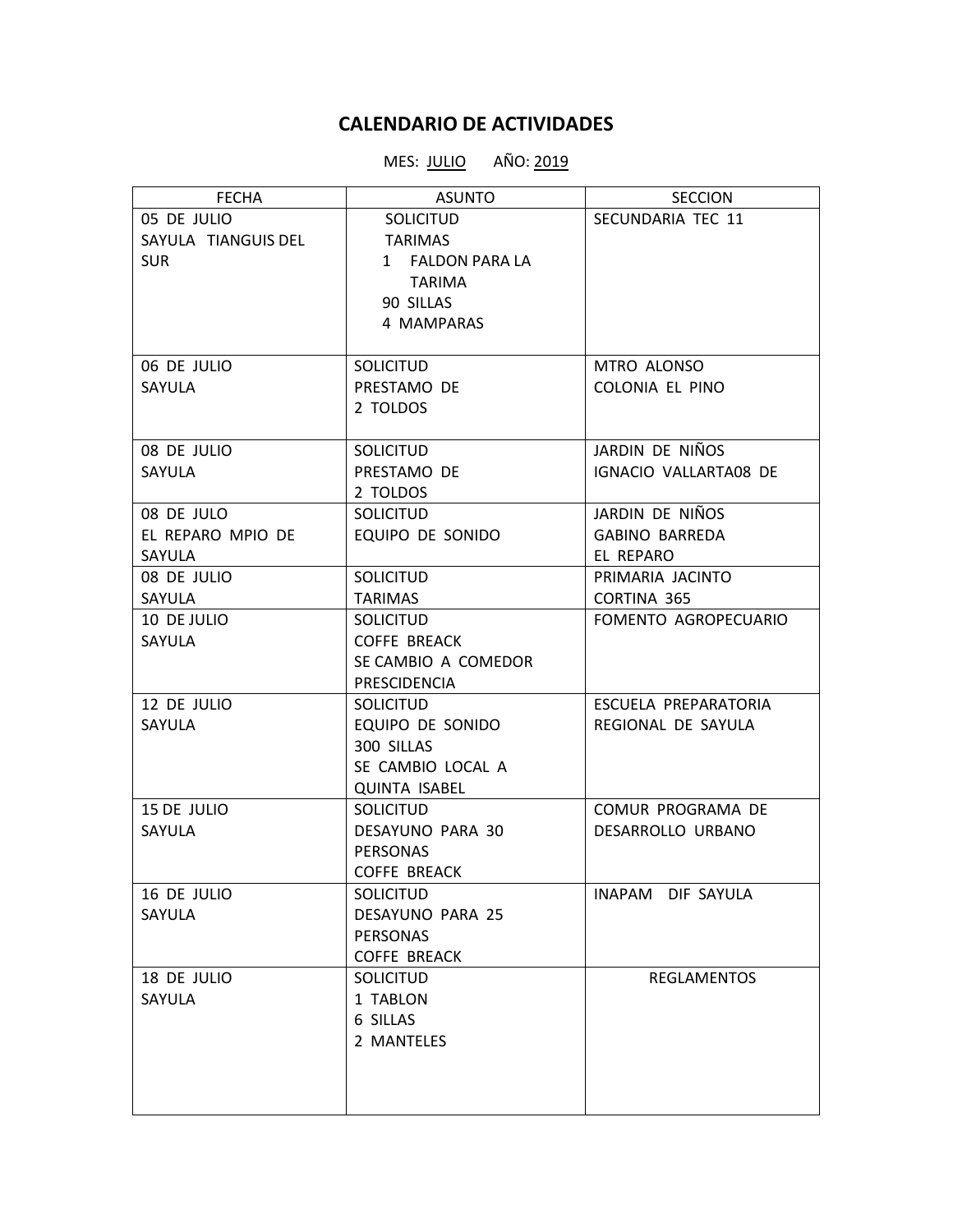# CALENDARIO DE ACTIVIDADES

MES: JULIO AÑO: 2019

| FECHA | ASUNTO | SECCION |
| --- | --- | --- |
| 05 DE JULIO SAYULA TIANGUIS DEL SUR | SOLICITUD TARIMAS 1 FALDON PARA LA TARIMA 90 SILLAS 4 MAMPARAS | SECUNDARIA TEC 11 |
| 06 DE JULIO SAYULA | SOLICITUD PRESTAMO DE 2 TOLDOS | MTRO ALONSO COLONIA EL PINO |
| 08 DE JULIO SAYULA | SOLICITUD PRESTAMO DE 2 TOLDOS | JARDIN DE NIÑOS IGNACIO VALLARTA08 DE |
| 08 DE JULO EL REPARO MPIO DE SAYULA | SOLICITUD EQUIPO DE SONIDO | JARDIN DE NIÑOS GABINO BARREDA EL REPARO |
| 08 DE JULIO SAYULA | SOLICITUD TARIMAS | PRIMARIA JACINTO CORTINA 365 |
| 10 DE JULIO SAYULA | SOLICITUD COFFE BREACK SE CAMBIO A COMEDOR PRESCIDENCIA | FOMENTO AGROPECUARIO |
| 12 DE JULIO SAYULA | SOLICITUD EQUIPO DE SONIDO 300 SILLAS SE CAMBIO LOCAL A QUINTA ISABEL | ESCUELA PREPARATORIA REGIONAL DE SAYULA |
| 15 DE JULIO SAYULA | SOLICITUD DESAYUNO PARA 30 PERSONAS COFFE BREACK | COMUR PROGRAMA DE DESARROLLO URBANO |
| 16 DE JULIO SAYULA | SOLICITUD DESAYUNO PARA 25 PERSONAS COFFE BREACK | INAPAM DIF SAYULA |
| 18 DE JULIO SAYULA | SOLICITUD 1 TABLON 6 SILLAS 2 MANTELES | REGLAMENTOS |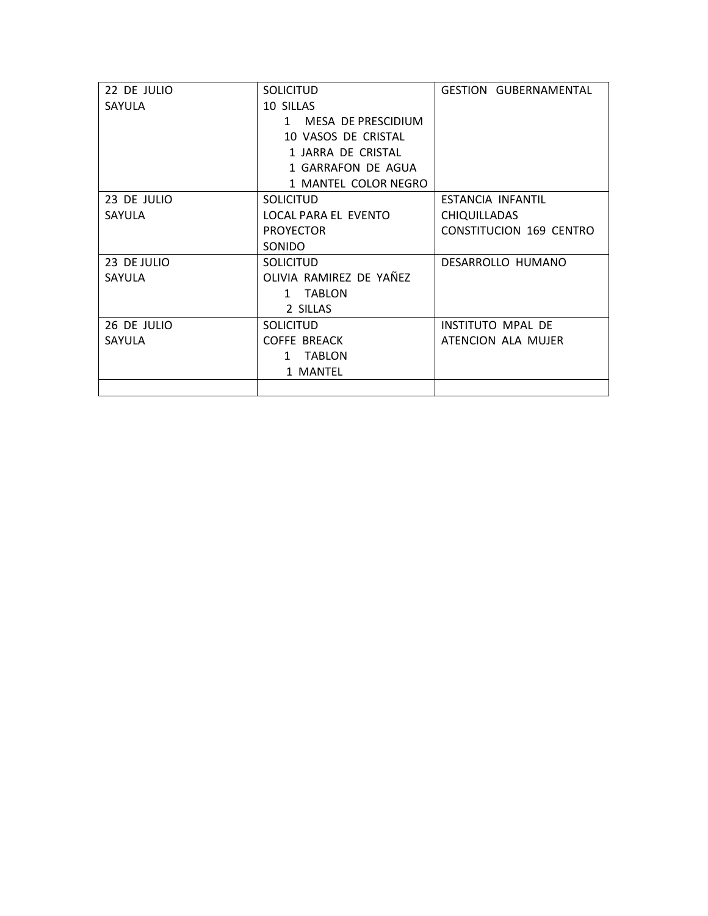| | | |
|---|---|---|
| 22 DE JULIO<br>SAYULA | SOLICITUD<br>10 SILLAS<br>1 MESA DE PRESCIDIUM<br>10 VASOS DE CRISTAL<br>1 JARRA DE CRISTAL<br>1 GARRAFON DE AGUA<br>1 MANTEL COLOR NEGRO | GESTION GUBERNAMENTAL |
| 23 DE JULIO<br>SAYULA | SOLICITUD<br>LOCAL PARA EL EVENTO<br>PROYECTOR<br>SONIDO | ESTANCIA INFANTIL<br>CHIQUILLADAS<br>CONSTITUCION 169 CENTRO |
| 23 DE JULIO<br>SAYULA | SOLICITUD<br>OLIVIA RAMIREZ DE YAÑEZ<br>1 TABLON<br>2 SILLAS | DESARROLLO HUMANO |
| 26 DE JULIO<br>SAYULA | SOLICITUD<br>COFFE BREACK<br>1 TABLON<br>1 MANTEL | INSTITUTO MPAL DE<br>ATENCION ALA MUJER |
| | | |